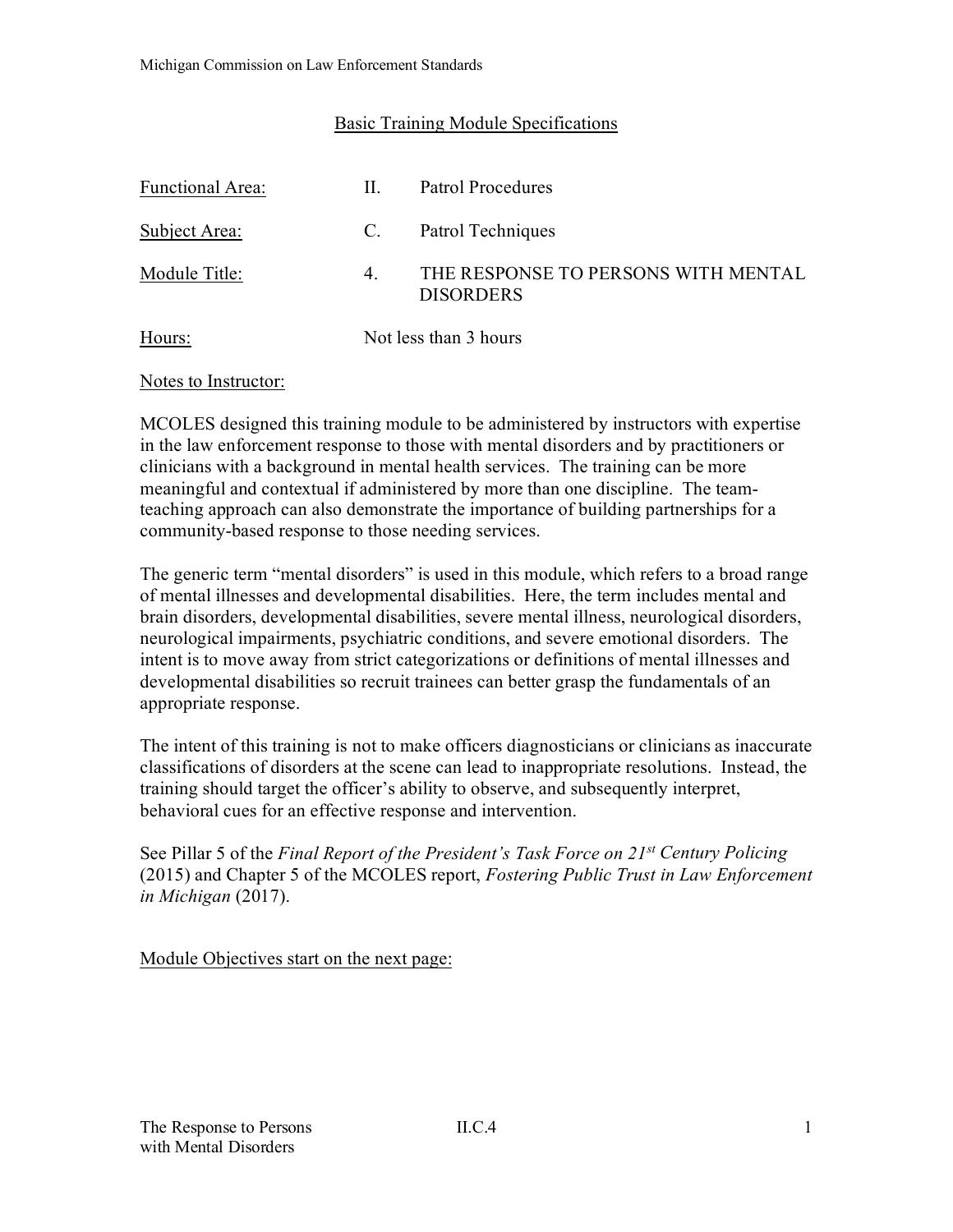## Basic Training Module Specifications

| | | |
|---|---|---|
| Functional Area: | II. | Patrol Procedures |
| Subject Area: | C. | Patrol Techniques |
| Module Title: | 4. | THE RESPONSE TO PERSONS WITH MENTAL DISORDERS |
| Hours: | Not less than 3 hours | |

Notes to Instructor:

MCOLES designed this training module to be administered by instructors with expertise in the law enforcement response to those with mental disorders and by practitioners or clinicians with a background in mental health services. The training can be more meaningful and contextual if administered by more than one discipline. The team-teaching approach can also demonstrate the importance of building partnerships for a community-based response to those needing services.

The generic term "mental disorders" is used in this module, which refers to a broad range of mental illnesses and developmental disabilities. Here, the term includes mental and brain disorders, developmental disabilities, severe mental illness, neurological disorders, neurological impairments, psychiatric conditions, and severe emotional disorders. The intent is to move away from strict categorizations or definitions of mental illnesses and developmental disabilities so recruit trainees can better grasp the fundamentals of an appropriate response.

The intent of this training is not to make officers diagnosticians or clinicians as inaccurate classifications of disorders at the scene can lead to inappropriate resolutions. Instead, the training should target the officer's ability to observe, and subsequently interpret, behavioral cues for an effective response and intervention.

See Pillar 5 of the *Final Report of the President's Task Force on 21st Century Policing* (2015) and Chapter 5 of the MCOLES report, *Fostering Public Trust in Law Enforcement in Michigan* (2017).

Module Objectives start on the next page: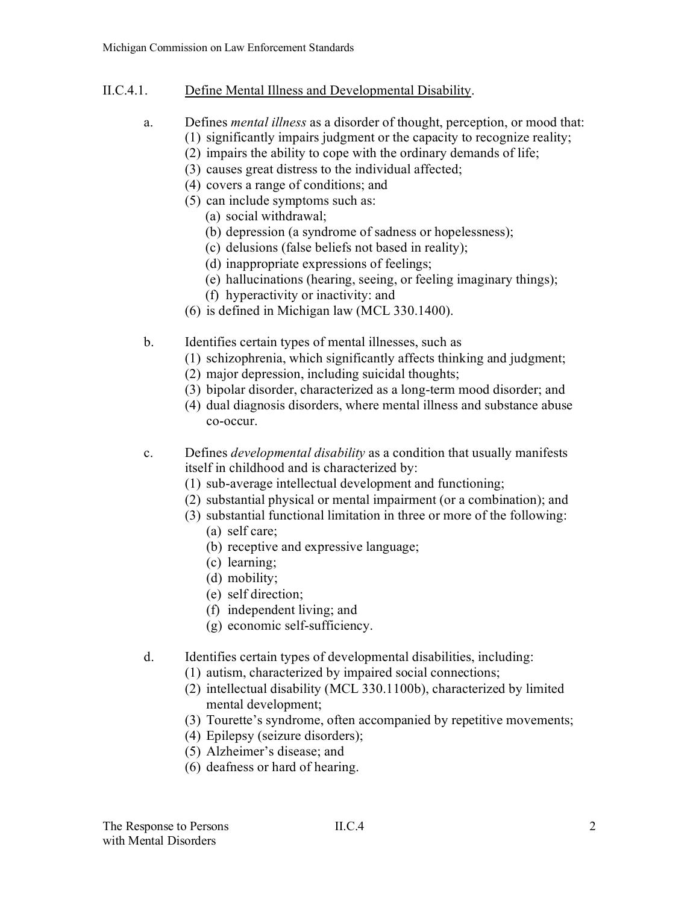## II.C.4.1. Define Mental Illness and Developmental Disability.

a. Defines *mental illness* as a disorder of thought, perception, or mood that:
   (1) significantly impairs judgment or the capacity to recognize reality;
   (2) impairs the ability to cope with the ordinary demands of life;
   (3) causes great distress to the individual affected;
   (4) covers a range of conditions; and
   (5) can include symptoms such as:
      (a) social withdrawal;
      (b) depression (a syndrome of sadness or hopelessness);
      (c) delusions (false beliefs not based in reality);
      (d) inappropriate expressions of feelings;
      (e) hallucinations (hearing, seeing, or feeling imaginary things);
      (f) hyperactivity or inactivity: and
   (6) is defined in Michigan law (MCL 330.1400).

b. Identifies certain types of mental illnesses, such as
   (1) schizophrenia, which significantly affects thinking and judgment;
   (2) major depression, including suicidal thoughts;
   (3) bipolar disorder, characterized as a long-term mood disorder; and
   (4) dual diagnosis disorders, where mental illness and substance abuse co-occur.

c. Defines *developmental disability* as a condition that usually manifests itself in childhood and is characterized by:
   (1) sub-average intellectual development and functioning;
   (2) substantial physical or mental impairment (or a combination); and
   (3) substantial functional limitation in three or more of the following:
      (a) self care;
      (b) receptive and expressive language;
      (c) learning;
      (d) mobility;
      (e) self direction;
      (f) independent living; and
      (g) economic self-sufficiency.

d. Identifies certain types of developmental disabilities, including:
   (1) autism, characterized by impaired social connections;
   (2) intellectual disability (MCL 330.1100b), characterized by limited mental development;
   (3) Tourette's syndrome, often accompanied by repetitive movements;
   (4) Epilepsy (seizure disorders);
   (5) Alzheimer's disease; and
   (6) deafness or hard of hearing.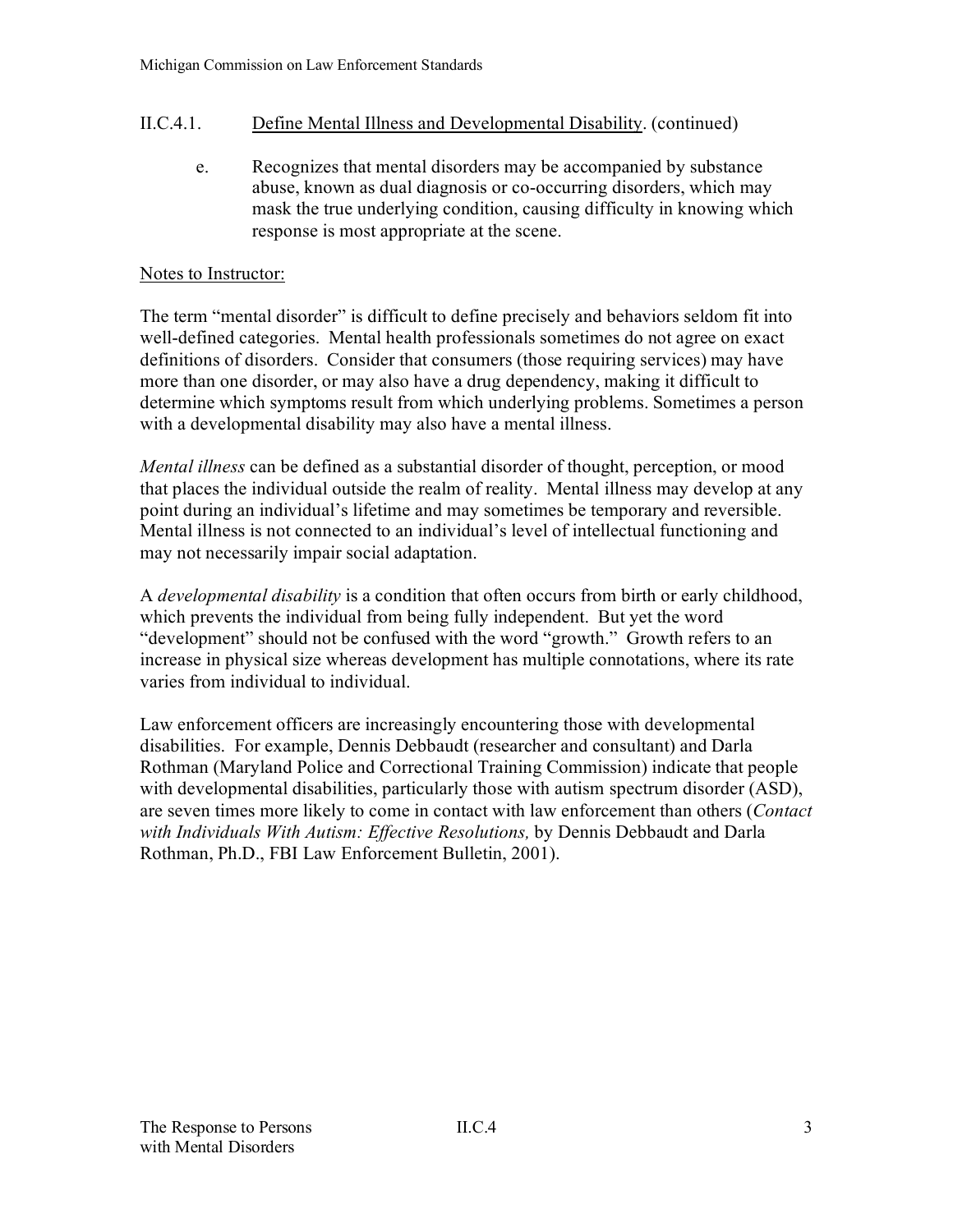## II.C.4.1. Define Mental Illness and Developmental Disability. (continued)

e. Recognizes that mental disorders may be accompanied by substance abuse, known as dual diagnosis or co-occurring disorders, which may mask the true underlying condition, causing difficulty in knowing which response is most appropriate at the scene.

Notes to Instructor:

The term "mental disorder" is difficult to define precisely and behaviors seldom fit into well-defined categories. Mental health professionals sometimes do not agree on exact definitions of disorders. Consider that consumers (those requiring services) may have more than one disorder, or may also have a drug dependency, making it difficult to determine which symptoms result from which underlying problems. Sometimes a person with a developmental disability may also have a mental illness.

*Mental illness* can be defined as a substantial disorder of thought, perception, or mood that places the individual outside the realm of reality. Mental illness may develop at any point during an individual's lifetime and may sometimes be temporary and reversible. Mental illness is not connected to an individual's level of intellectual functioning and may not necessarily impair social adaptation.

A *developmental disability* is a condition that often occurs from birth or early childhood, which prevents the individual from being fully independent. But yet the word "development" should not be confused with the word "growth." Growth refers to an increase in physical size whereas development has multiple connotations, where its rate varies from individual to individual.

Law enforcement officers are increasingly encountering those with developmental disabilities. For example, Dennis Debbaudt (researcher and consultant) and Darla Rothman (Maryland Police and Correctional Training Commission) indicate that people with developmental disabilities, particularly those with autism spectrum disorder (ASD), are seven times more likely to come in contact with law enforcement than others (*Contact with Individuals With Autism: Effective Resolutions,* by Dennis Debbaudt and Darla Rothman, Ph.D., FBI Law Enforcement Bulletin, 2001).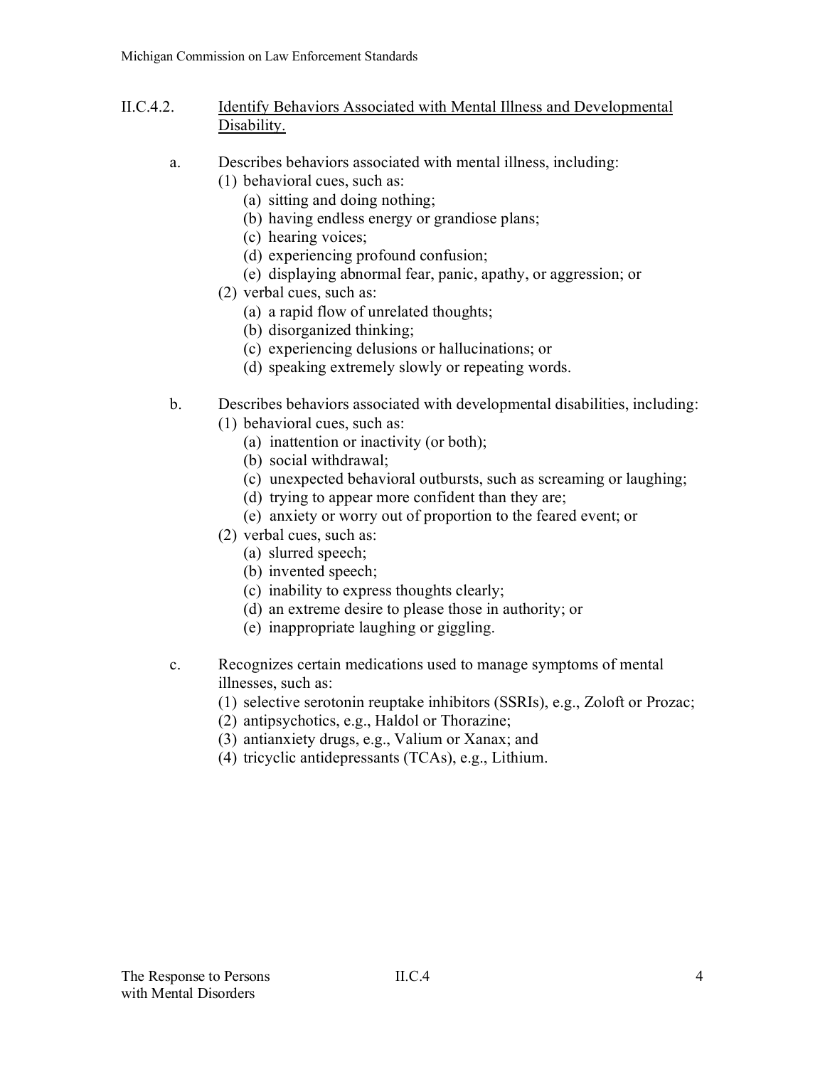## II.C.4.2. Identify Behaviors Associated with Mental Illness and Developmental Disability.

a. Describes behaviors associated with mental illness, including:
   (1) behavioral cues, such as:
      (a) sitting and doing nothing;
      (b) having endless energy or grandiose plans;
      (c) hearing voices;
      (d) experiencing profound confusion;
      (e) displaying abnormal fear, panic, apathy, or aggression; or
   (2) verbal cues, such as:
      (a) a rapid flow of unrelated thoughts;
      (b) disorganized thinking;
      (c) experiencing delusions or hallucinations; or
      (d) speaking extremely slowly or repeating words.

b. Describes behaviors associated with developmental disabilities, including:
   (1) behavioral cues, such as:
      (a) inattention or inactivity (or both);
      (b) social withdrawal;
      (c) unexpected behavioral outbursts, such as screaming or laughing;
      (d) trying to appear more confident than they are;
      (e) anxiety or worry out of proportion to the feared event; or
   (2) verbal cues, such as:
      (a) slurred speech;
      (b) invented speech;
      (c) inability to express thoughts clearly;
      (d) an extreme desire to please those in authority; or
      (e) inappropriate laughing or giggling.

c. Recognizes certain medications used to manage symptoms of mental illnesses, such as:
   (1) selective serotonin reuptake inhibitors (SSRIs), e.g., Zoloft or Prozac;
   (2) antipsychotics, e.g., Haldol or Thorazine;
   (3) antianxiety drugs, e.g., Valium or Xanax; and
   (4) tricyclic antidepressants (TCAs), e.g., Lithium.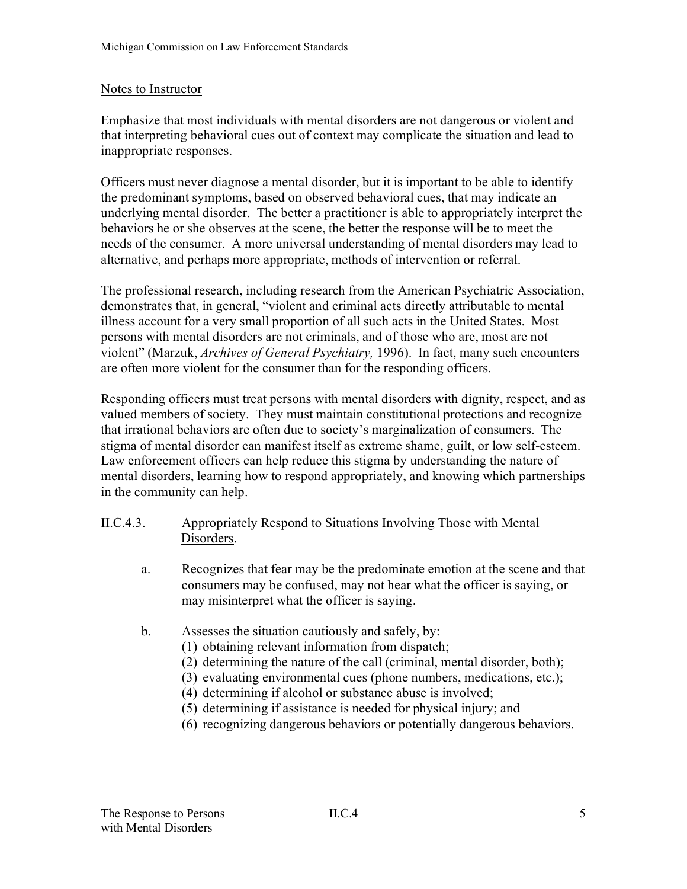Notes to Instructor

Emphasize that most individuals with mental disorders are not dangerous or violent and that interpreting behavioral cues out of context may complicate the situation and lead to inappropriate responses.

Officers must never diagnose a mental disorder, but it is important to be able to identify the predominant symptoms, based on observed behavioral cues, that may indicate an underlying mental disorder. The better a practitioner is able to appropriately interpret the behaviors he or she observes at the scene, the better the response will be to meet the needs of the consumer. A more universal understanding of mental disorders may lead to alternative, and perhaps more appropriate, methods of intervention or referral.

The professional research, including research from the American Psychiatric Association, demonstrates that, in general, "violent and criminal acts directly attributable to mental illness account for a very small proportion of all such acts in the United States. Most persons with mental disorders are not criminals, and of those who are, most are not violent" (Marzuk, *Archives of General Psychiatry,* 1996). In fact, many such encounters are often more violent for the consumer than for the responding officers.

Responding officers must treat persons with mental disorders with dignity, respect, and as valued members of society. They must maintain constitutional protections and recognize that irrational behaviors are often due to society's marginalization of consumers. The stigma of mental disorder can manifest itself as extreme shame, guilt, or low self-esteem. Law enforcement officers can help reduce this stigma by understanding the nature of mental disorders, learning how to respond appropriately, and knowing which partnerships in the community can help.

II.C.4.3. Appropriately Respond to Situations Involving Those with Mental Disorders.

a. Recognizes that fear may be the predominate emotion at the scene and that consumers may be confused, may not hear what the officer is saying, or may misinterpret what the officer is saying.

b. Assesses the situation cautiously and safely, by:
   (1) obtaining relevant information from dispatch;
   (2) determining the nature of the call (criminal, mental disorder, both);
   (3) evaluating environmental cues (phone numbers, medications, etc.);
   (4) determining if alcohol or substance abuse is involved;
   (5) determining if assistance is needed for physical injury; and
   (6) recognizing dangerous behaviors or potentially dangerous behaviors.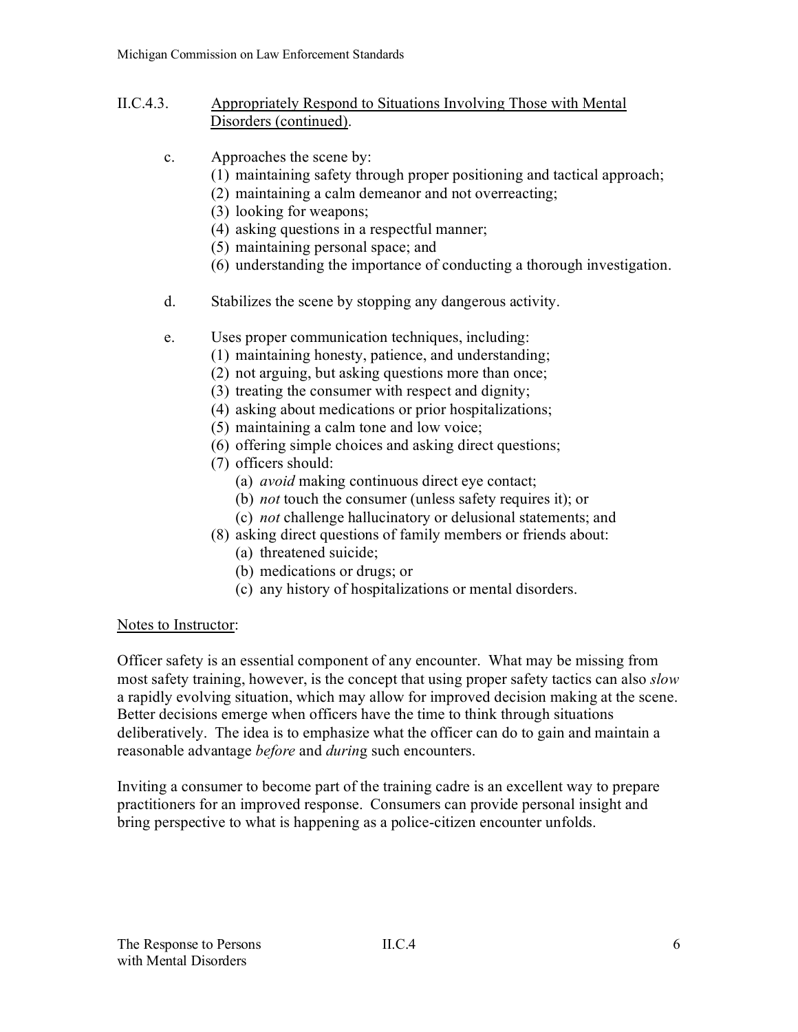II.C.4.3. <u>Appropriately Respond to Situations Involving Those with Mental Disorders (continued)</u>.

c. Approaches the scene by:
   (1) maintaining safety through proper positioning and tactical approach;
   (2) maintaining a calm demeanor and not overreacting;
   (3) looking for weapons;
   (4) asking questions in a respectful manner;
   (5) maintaining personal space; and
   (6) understanding the importance of conducting a thorough investigation.

d. Stabilizes the scene by stopping any dangerous activity.

e. Uses proper communication techniques, including:
   (1) maintaining honesty, patience, and understanding;
   (2) not arguing, but asking questions more than once;
   (3) treating the consumer with respect and dignity;
   (4) asking about medications or prior hospitalizations;
   (5) maintaining a calm tone and low voice;
   (6) offering simple choices and asking direct questions;
   (7) officers should:
      (a) *avoid* making continuous direct eye contact;
      (b) *not* touch the consumer (unless safety requires it); or
      (c) *not* challenge hallucinatory or delusional statements; and
   (8) asking direct questions of family members or friends about:
      (a) threatened suicide;
      (b) medications or drugs; or
      (c) any history of hospitalizations or mental disorders.

<u>Notes to Instructor</u>:

Officer safety is an essential component of any encounter. What may be missing from most safety training, however, is the concept that using proper safety tactics can also *slow* a rapidly evolving situation, which may allow for improved decision making at the scene. Better decisions emerge when officers have the time to think through situations deliberatively. The idea is to emphasize what the officer can do to gain and maintain a reasonable advantage *before* and *during* such encounters.

Inviting a consumer to become part of the training cadre is an excellent way to prepare practitioners for an improved response. Consumers can provide personal insight and bring perspective to what is happening as a police-citizen encounter unfolds.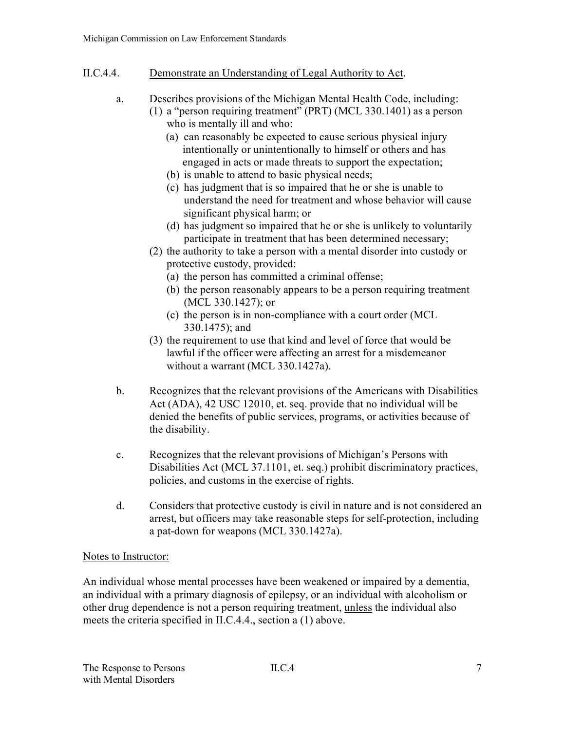## II.C.4.4. Demonstrate an Understanding of Legal Authority to Act.

a. Describes provisions of the Michigan Mental Health Code, including:
   - (1) a "person requiring treatment" (PRT) (MCL 330.1401) as a person who is mentally ill and who:
     - (a) can reasonably be expected to cause serious physical injury intentionally or unintentionally to himself or others and has engaged in acts or made threats to support the expectation;
     - (b) is unable to attend to basic physical needs;
     - (c) has judgment that is so impaired that he or she is unable to understand the need for treatment and whose behavior will cause significant physical harm; or
     - (d) has judgment so impaired that he or she is unlikely to voluntarily participate in treatment that has been determined necessary;
   - (2) the authority to take a person with a mental disorder into custody or protective custody, provided:
     - (a) the person has committed a criminal offense;
     - (b) the person reasonably appears to be a person requiring treatment (MCL 330.1427); or
     - (c) the person is in non-compliance with a court order (MCL 330.1475); and
   - (3) the requirement to use that kind and level of force that would be lawful if the officer were affecting an arrest for a misdemeanor without a warrant (MCL 330.1427a).

b. Recognizes that the relevant provisions of the Americans with Disabilities Act (ADA), 42 USC 12010, et. seq. provide that no individual will be denied the benefits of public services, programs, or activities because of the disability.

c. Recognizes that the relevant provisions of Michigan's Persons with Disabilities Act (MCL 37.1101, et. seq.) prohibit discriminatory practices, policies, and customs in the exercise of rights.

d. Considers that protective custody is civil in nature and is not considered an arrest, but officers may take reasonable steps for self-protection, including a pat-down for weapons (MCL 330.1427a).

Notes to Instructor:

An individual whose mental processes have been weakened or impaired by a dementia, an individual with a primary diagnosis of epilepsy, or an individual with alcoholism or other drug dependence is not a person requiring treatment, unless the individual also meets the criteria specified in II.C.4.4., section a (1) above.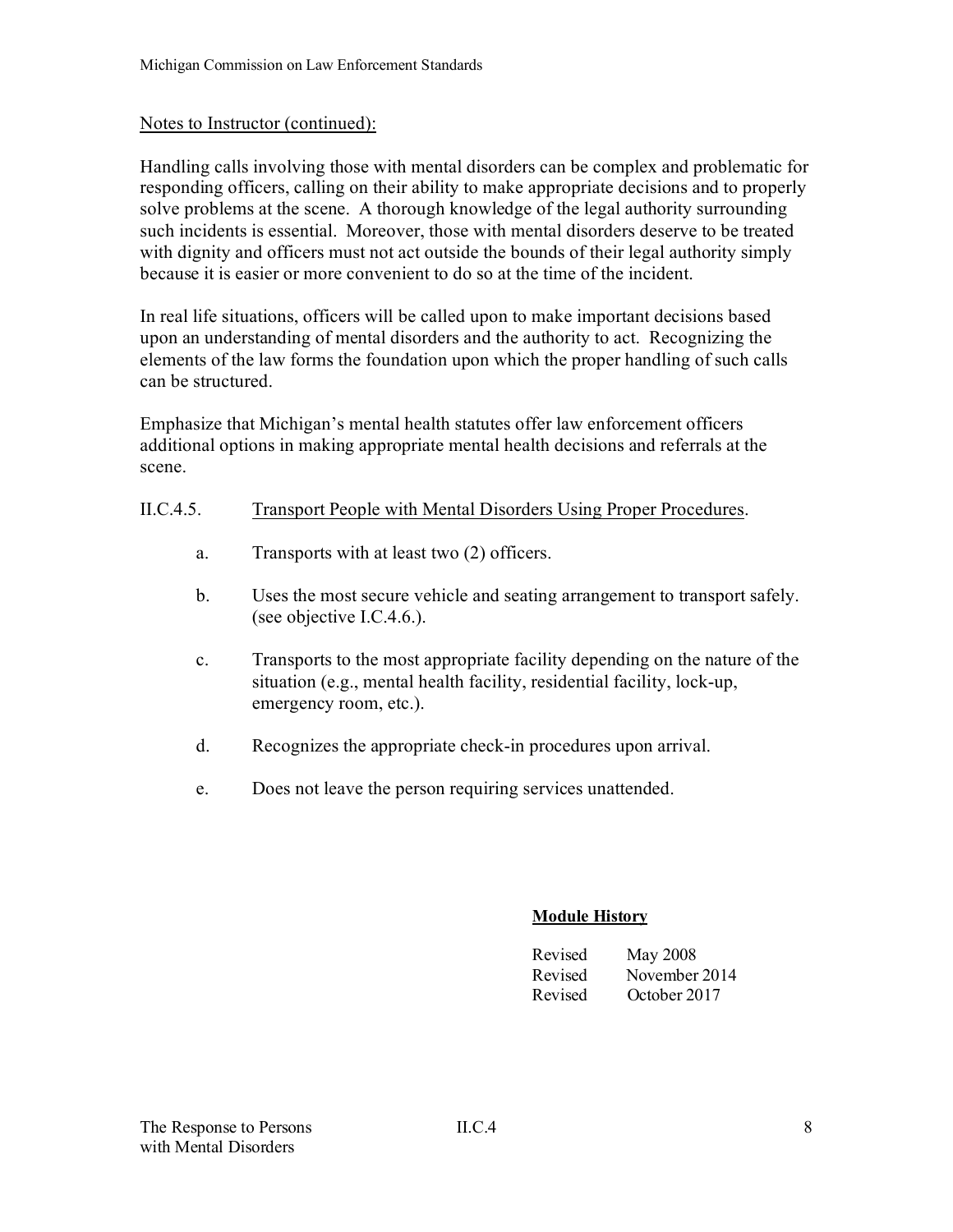Notes to Instructor (continued):

Handling calls involving those with mental disorders can be complex and problematic for responding officers, calling on their ability to make appropriate decisions and to properly solve problems at the scene. A thorough knowledge of the legal authority surrounding such incidents is essential. Moreover, those with mental disorders deserve to be treated with dignity and officers must not act outside the bounds of their legal authority simply because it is easier or more convenient to do so at the time of the incident.

In real life situations, officers will be called upon to make important decisions based upon an understanding of mental disorders and the authority to act. Recognizing the elements of the law forms the foundation upon which the proper handling of such calls can be structured.

Emphasize that Michigan's mental health statutes offer law enforcement officers additional options in making appropriate mental health decisions and referrals at the scene.

II.C.4.5. Transport People with Mental Disorders Using Proper Procedures.

a. Transports with at least two (2) officers.

b. Uses the most secure vehicle and seating arrangement to transport safely. (see objective I.C.4.6.).

c. Transports to the most appropriate facility depending on the nature of the situation (e.g., mental health facility, residential facility, lock-up, emergency room, etc.).

d. Recognizes the appropriate check-in procedures upon arrival.

e. Does not leave the person requiring services unattended.

**Module History**

| | |
|---|---|
| Revised | May 2008 |
| Revised | November 2014 |
| Revised | October 2017 |